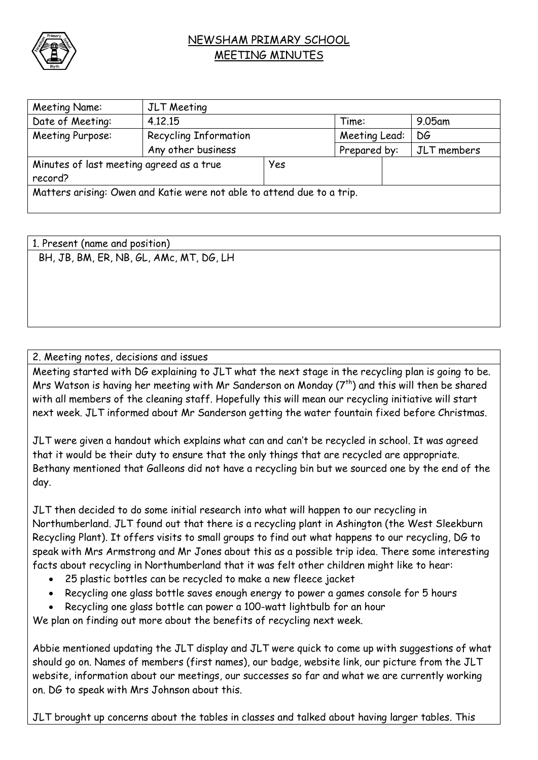# NEWSHAM PRIMARY SCHOOL
## MEETING MINUTES

| Meeting Name: | JLT Meeting | | | |
|---|---|---|---|---|
| Date of Meeting: | 4.12.15 | | Time: | 9.05am |
| Meeting Purpose: | Recycling Information<br>Any other business | | Meeting Lead:<br>Prepared by: | DG<br>JLT members |
| Minutes of last meeting agreed as a true record? | | Yes | | |
| Matters arising: Owen and Katie were not able to attend due to a trip. | | | | |

| 1. Present (name and position) |
|---|
| BH, JB, BM, ER, NB, GL, AMc, MT, DG, LH |

2. Meeting notes, decisions and issues

Meeting started with DG explaining to JLT what the next stage in the recycling plan is going to be. Mrs Watson is having her meeting with Mr Sanderson on Monday (7th) and this will then be shared with all members of the cleaning staff. Hopefully this will mean our recycling initiative will start next week. JLT informed about Mr Sanderson getting the water fountain fixed before Christmas.

JLT were given a handout which explains what can and can't be recycled in school. It was agreed that it would be their duty to ensure that the only things that are recycled are appropriate. Bethany mentioned that Galleons did not have a recycling bin but we sourced one by the end of the day.

JLT then decided to do some initial research into what will happen to our recycling in Northumberland. JLT found out that there is a recycling plant in Ashington (the West Sleekburn Recycling Plant). It offers visits to small groups to find out what happens to our recycling, DG to speak with Mrs Armstrong and Mr Jones about this as a possible trip idea. There some interesting facts about recycling in Northumberland that it was felt other children might like to hear:

- 25 plastic bottles can be recycled to make a new fleece jacket
- Recycling one glass bottle saves enough energy to power a games console for 5 hours
- Recycling one glass bottle can power a 100-watt lightbulb for an hour

We plan on finding out more about the benefits of recycling next week.

Abbie mentioned updating the JLT display and JLT were quick to come up with suggestions of what should go on. Names of members (first names), our badge, website link, our picture from the JLT website, information about our meetings, our successes so far and what we are currently working on. DG to speak with Mrs Johnson about this.

JLT brought up concerns about the tables in classes and talked about having larger tables. This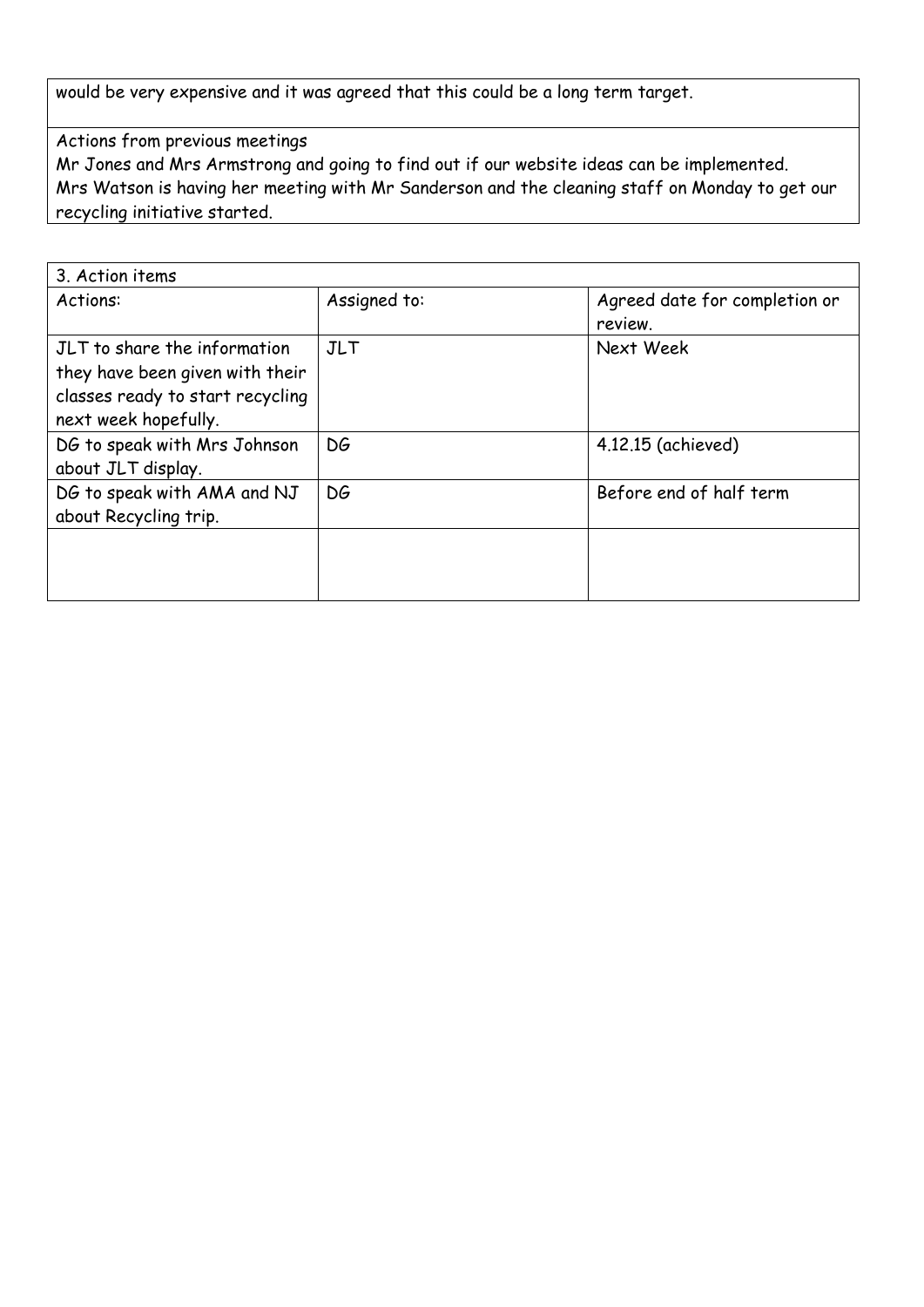would be very expensive and it was agreed that this could be a long term target.

Actions from previous meetings
Mr Jones and Mrs Armstrong and going to find out if our website ideas can be implemented.
Mrs Watson is having her meeting with Mr Sanderson and the cleaning staff on Monday to get our recycling initiative started.

| 3. Action items | | |
|---|---|---|
| Actions: | Assigned to: | Agreed date for completion or review. |
| JLT to share the information they have been given with their classes ready to start recycling next week hopefully. | JLT | Next Week |
| DG to speak with Mrs Johnson about JLT display. | DG | 4.12.15 (achieved) |
| DG to speak with AMA and NJ about Recycling trip. | DG | Before end of half term |
| | | |